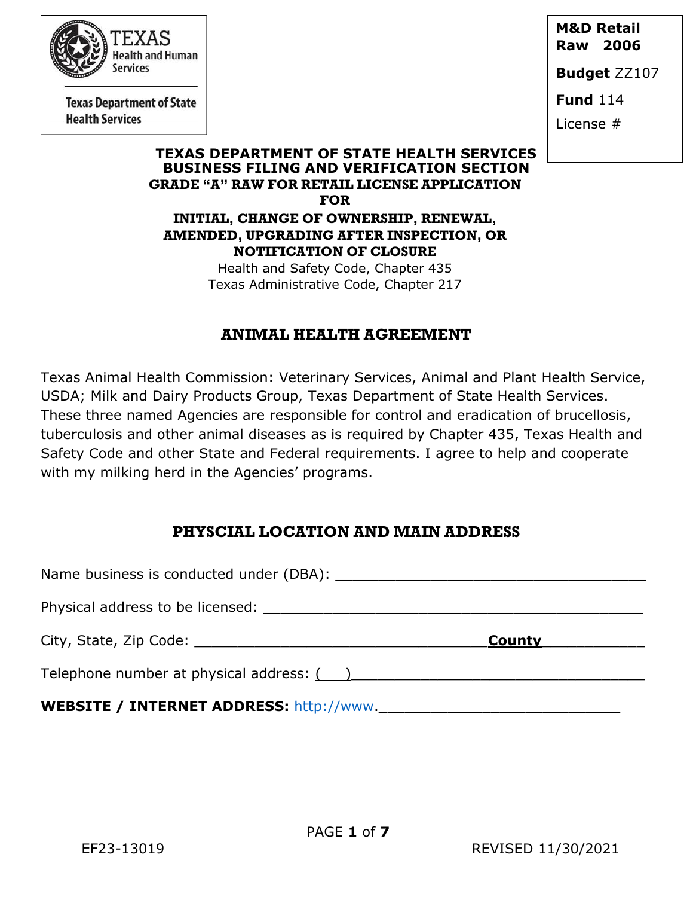Texas Health and Human Services

Texas Department of State Health Services

**M&D Retail Raw 2006**

**Budget** ZZ107

**Fund** 114

License #

# TEXAS DEPARTMENT OF STATE HEALTH SERVICES
## BUSINESS FILING AND VERIFICATION SECTION
### GRADE "A" RAW FOR RETAIL LICENSE APPLICATION FOR
### INITIAL, CHANGE OF OWNERSHIP, RENEWAL, AMENDED, UPGRADING AFTER INSPECTION, OR NOTIFICATION OF CLOSURE

Health and Safety Code, Chapter 435
Texas Administrative Code, Chapter 217

## ANIMAL HEALTH AGREEMENT

Texas Animal Health Commission: Veterinary Services, Animal and Plant Health Service, USDA; Milk and Dairy Products Group, Texas Department of State Health Services. These three named Agencies are responsible for control and eradication of brucellosis, tuberculosis and other animal diseases as is required by Chapter 435, Texas Health and Safety Code and other State and Federal requirements. I agree to help and cooperate with my milking herd in the Agencies' programs.

## PHYSCIAL LOCATION AND MAIN ADDRESS

Name business is conducted under (DBA): ____________________________________

Physical address to be licensed: ____________________________________________

City, State, Zip Code: _________________________________ **County** ____________

Telephone number at physical address: (   ) __________________________________

**WEBSITE / INTERNET ADDRESS:** http://www.___________________________

EF23-13019

REVISED 11/30/2021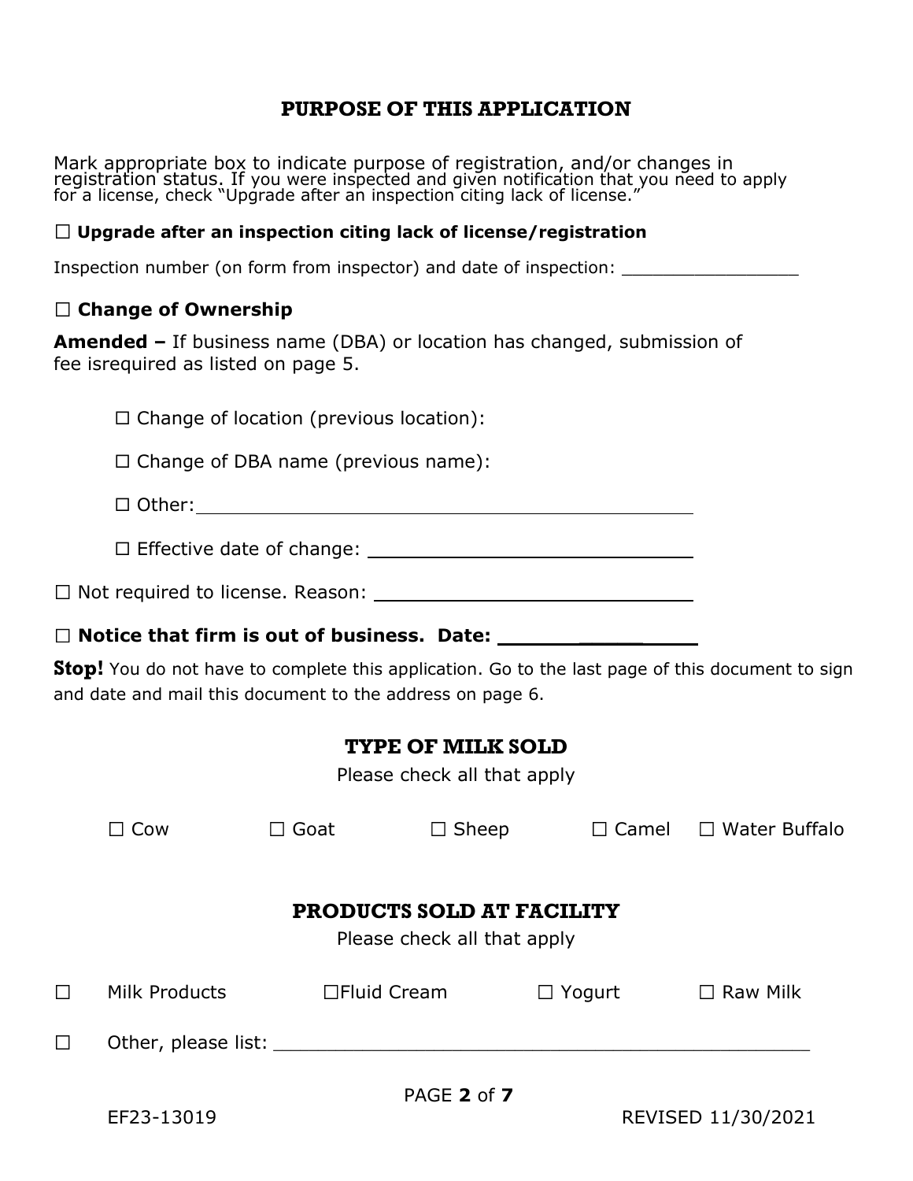## PURPOSE OF THIS APPLICATION

Mark appropriate box to indicate purpose of registration, and/or changes in registration status. If you were inspected and given notification that you need to apply for a license, check "Upgrade after an inspection citing lack of license."

☐ **Upgrade after an inspection citing lack of license/registration**

Inspection number (on form from inspector) and date of inspection: ________________

☐ **Change of Ownership**

**Amended –** If business name (DBA) or location has changed, submission of fee isrequired as listed on page 5.

- ☐ Change of location (previous location):
- ☐ Change of DBA name (previous name):
- ☐ Other: ________________________________________________
- ☐ Effective date of change: ______________________________

☐ Not required to license. Reason: ______________________________

☐ **Notice that firm is out of business. Date: ________________**

**Stop!** You do not have to complete this application. Go to the last page of this document to sign and date and mail this document to the address on page 6.

## TYPE OF MILK SOLD

Please check all that apply

☐ Cow ☐ Goat ☐ Sheep ☐ Camel ☐ Water Buffalo

## PRODUCTS SOLD AT FACILITY

Please check all that apply

☐ Milk Products ☐ Fluid Cream ☐ Yogurt ☐ Raw Milk

☐ Other, please list: ________________________________________________

EF23-13019 REVISED 11/30/2021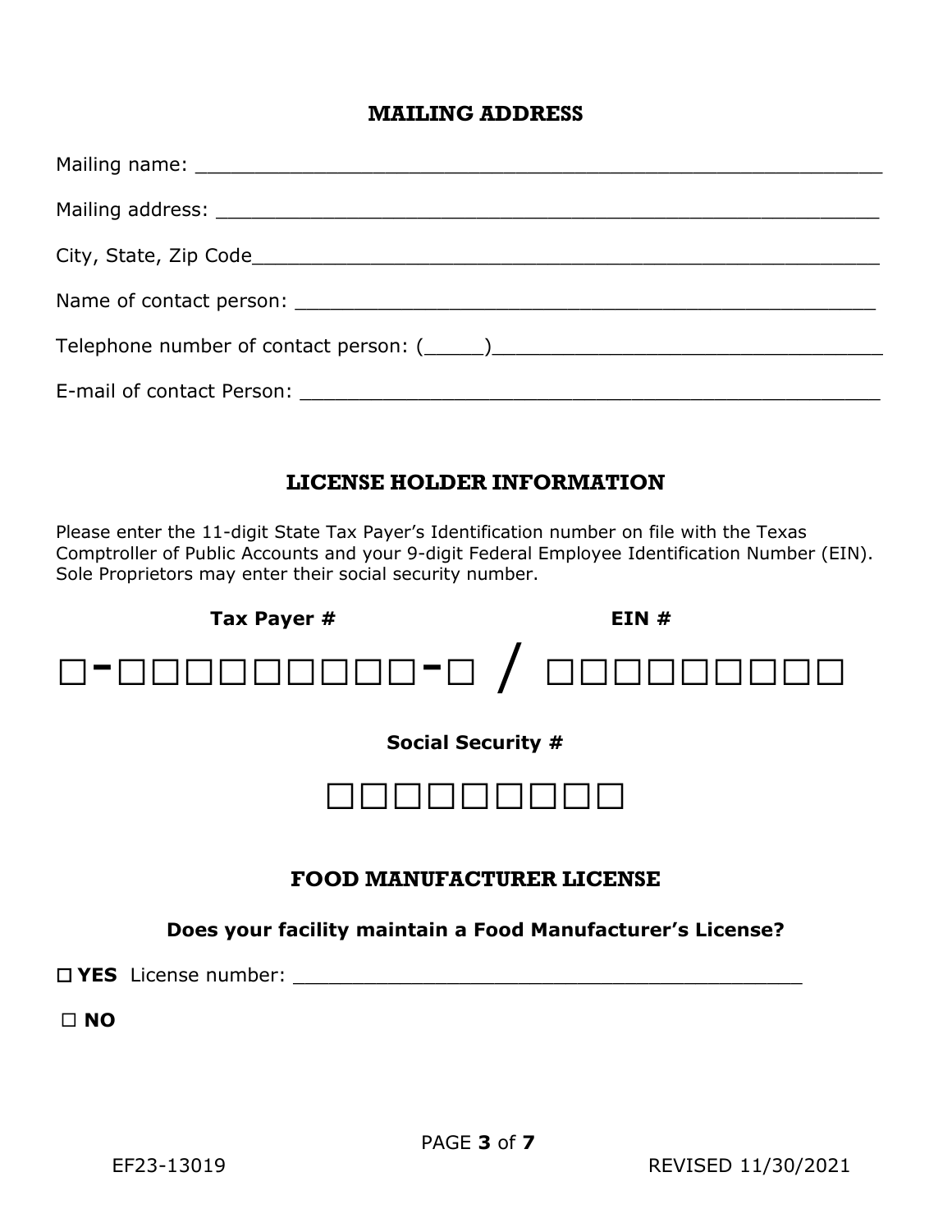## MAILING ADDRESS

Mailing name: ______________________________________________________

Mailing address: ____________________________________________________

City, State, Zip Code__________________________________________________

Name of contact person: _______________________________________________

Telephone number of contact person: (_____)_________________________________

E-mail of contact Person: _______________________________________________

## LICENSE HOLDER INFORMATION

Please enter the 11-digit State Tax Payer's Identification number on file with the Texas Comptroller of Public Accounts and your 9-digit Federal Employee Identification Number (EIN). Sole Proprietors may enter their social security number.

**Tax Payer #** **EIN #**

☐-☐☐☐☐☐☐☐☐☐-☐ / ☐☐☐☐☐☐☐☐☐

**Social Security #**

☐☐☐☐☐☐☐☐☐

## FOOD MANUFACTURER LICENSE

**Does your facility maintain a Food Manufacturer's License?**

☐ **YES** License number: ________________________________________

☐ **NO**

EF23-13019 REVISED 11/30/2021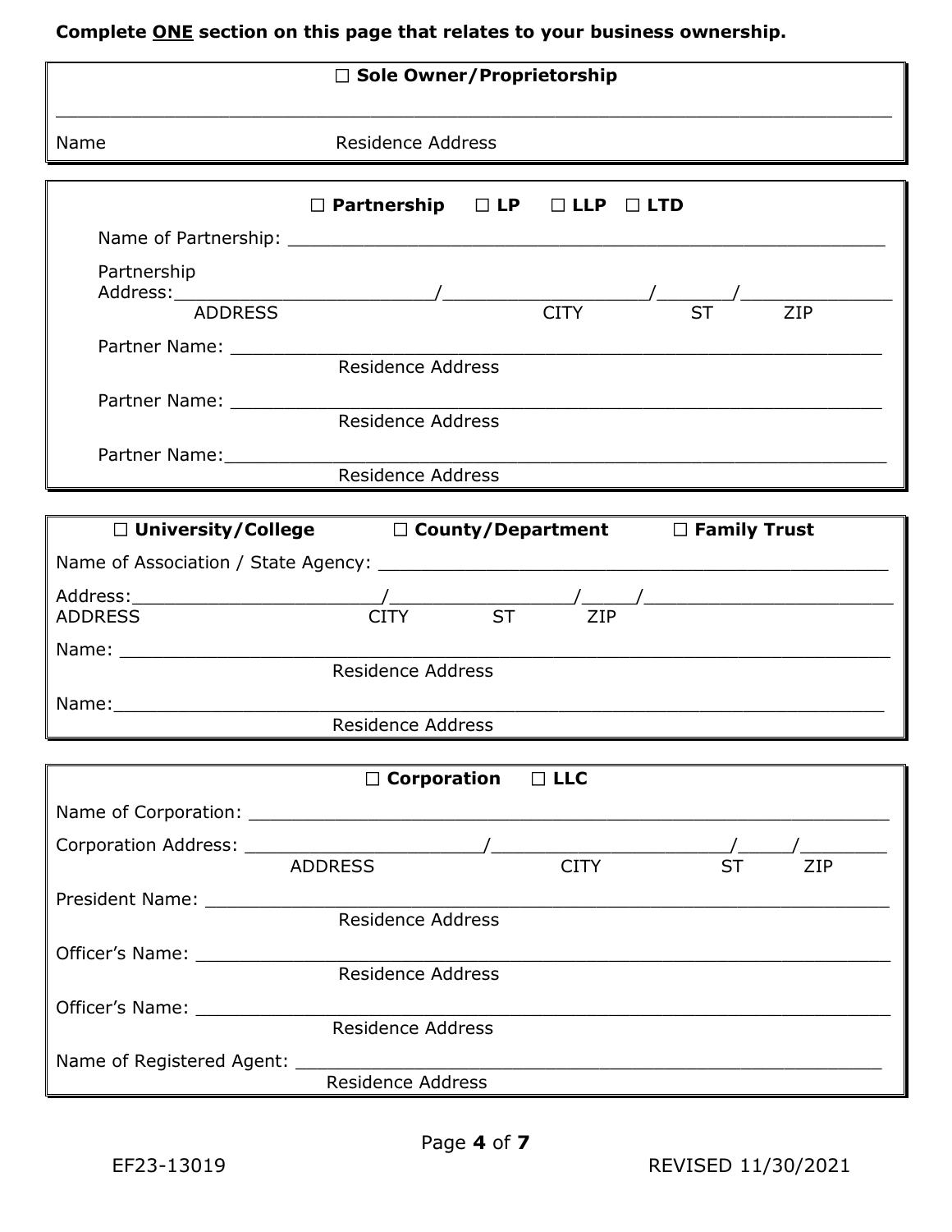**Complete ONE section on this page that relates to your business ownership.**

---

☐ **Sole Owner/Proprietorship**

______________________________________________________________________________

Name Residence Address

---

☐ **Partnership** ☐ **LP** ☐ **LLP** ☐ **LTD**

Name of Partnership: ____________________________________________________________

Partnership Address:__________________________/____________________/________/________________

ADDRESS CITY ST ZIP

Partner Name: __________________________________________________________________

Residence Address

Partner Name: __________________________________________________________________

Residence Address

Partner Name:___________________________________________________________________

Residence Address

---

☐ **University/College** ☐ **County/Department** ☐ **Family Trust**

Name of Association / State Agency: ______________________________________________

Address:______________________/_________________/_____/________________________

ADDRESS CITY ST ZIP

Name: _________________________________________________________________________

Residence Address

Name:__________________________________________________________________________

Residence Address

---

☐ **Corporation** ☐ **LLC**

Name of Corporation: ___________________________________________________________

Corporation Address: ______________________/______________________/_____/_________

ADDRESS CITY ST ZIP

President Name: ________________________________________________________________

Residence Address

Officer's Name: ________________________________________________________________

Residence Address

Officer's Name: ________________________________________________________________

Residence Address

Name of Registered Agent: ______________________________________________________

Residence Address

EF23-13019 REVISED 11/30/2021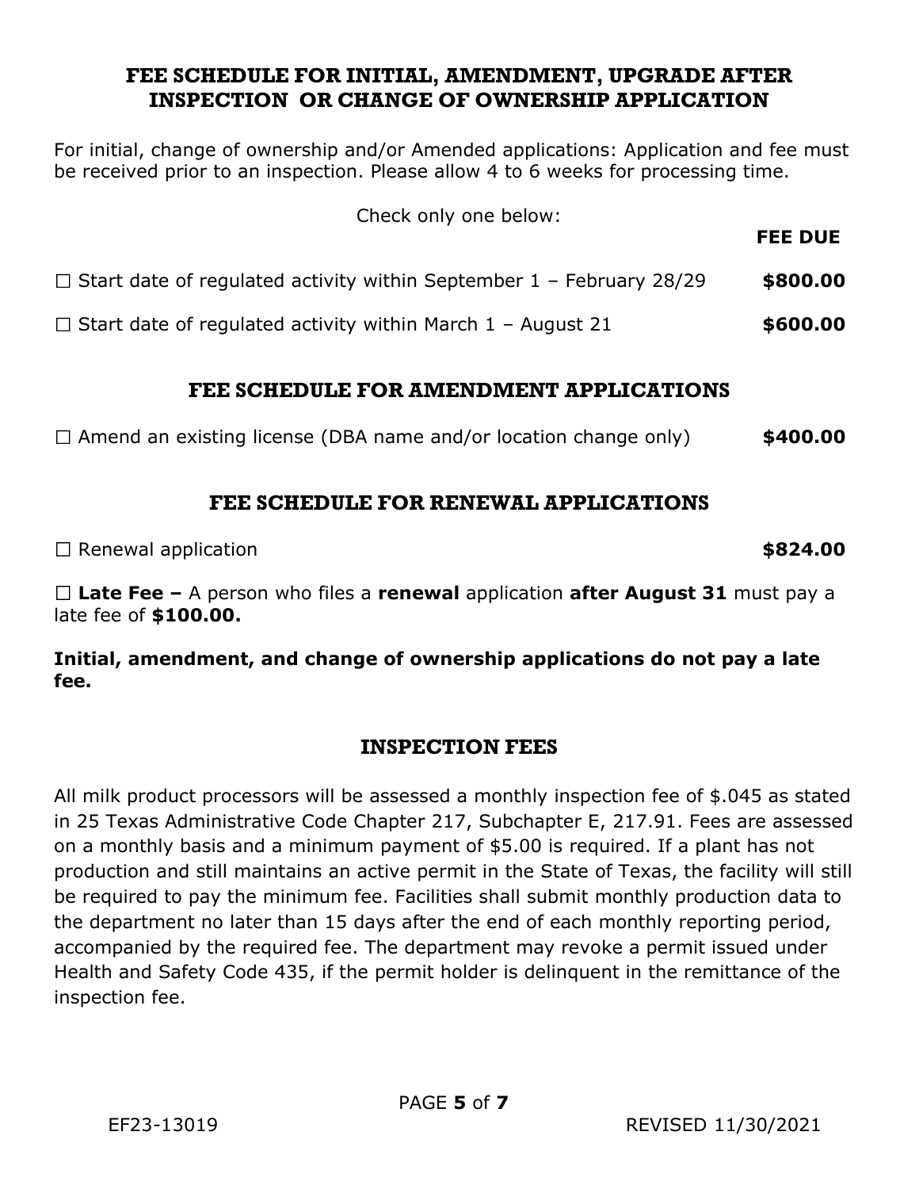## FEE SCHEDULE FOR INITIAL, AMENDMENT, UPGRADE AFTER INSPECTION OR CHANGE OF OWNERSHIP APPLICATION

For initial, change of ownership and/or Amended applications: Application and fee must be received prior to an inspection. Please allow 4 to 6 weeks for processing time.

Check only one below:

| | **FEE DUE** |
|---|---|
| ☐ Start date of regulated activity within September 1 – February 28/29 | **$800.00** |
| ☐ Start date of regulated activity within March 1 – August 21 | **$600.00** |

## FEE SCHEDULE FOR AMENDMENT APPLICATIONS

| | |
|---|---|
| ☐ Amend an existing license (DBA name and/or location change only) | **$400.00** |

## FEE SCHEDULE FOR RENEWAL APPLICATIONS

| | |
|---|---|
| ☐ Renewal application | **$824.00** |

☐ **Late Fee –** A person who files a **renewal** application **after August 31** must pay a late fee of **$100.00.**

**Initial, amendment, and change of ownership applications do not pay a late fee.**

## INSPECTION FEES

All milk product processors will be assessed a monthly inspection fee of $.045 as stated in 25 Texas Administrative Code Chapter 217, Subchapter E, 217.91. Fees are assessed on a monthly basis and a minimum payment of $5.00 is required. If a plant has not production and still maintains an active permit in the State of Texas, the facility will still be required to pay the minimum fee. Facilities shall submit monthly production data to the department no later than 15 days after the end of each monthly reporting period, accompanied by the required fee. The department may revoke a permit issued under Health and Safety Code 435, if the permit holder is delinquent in the remittance of the inspection fee.

EF23-13019 REVISED 11/30/2021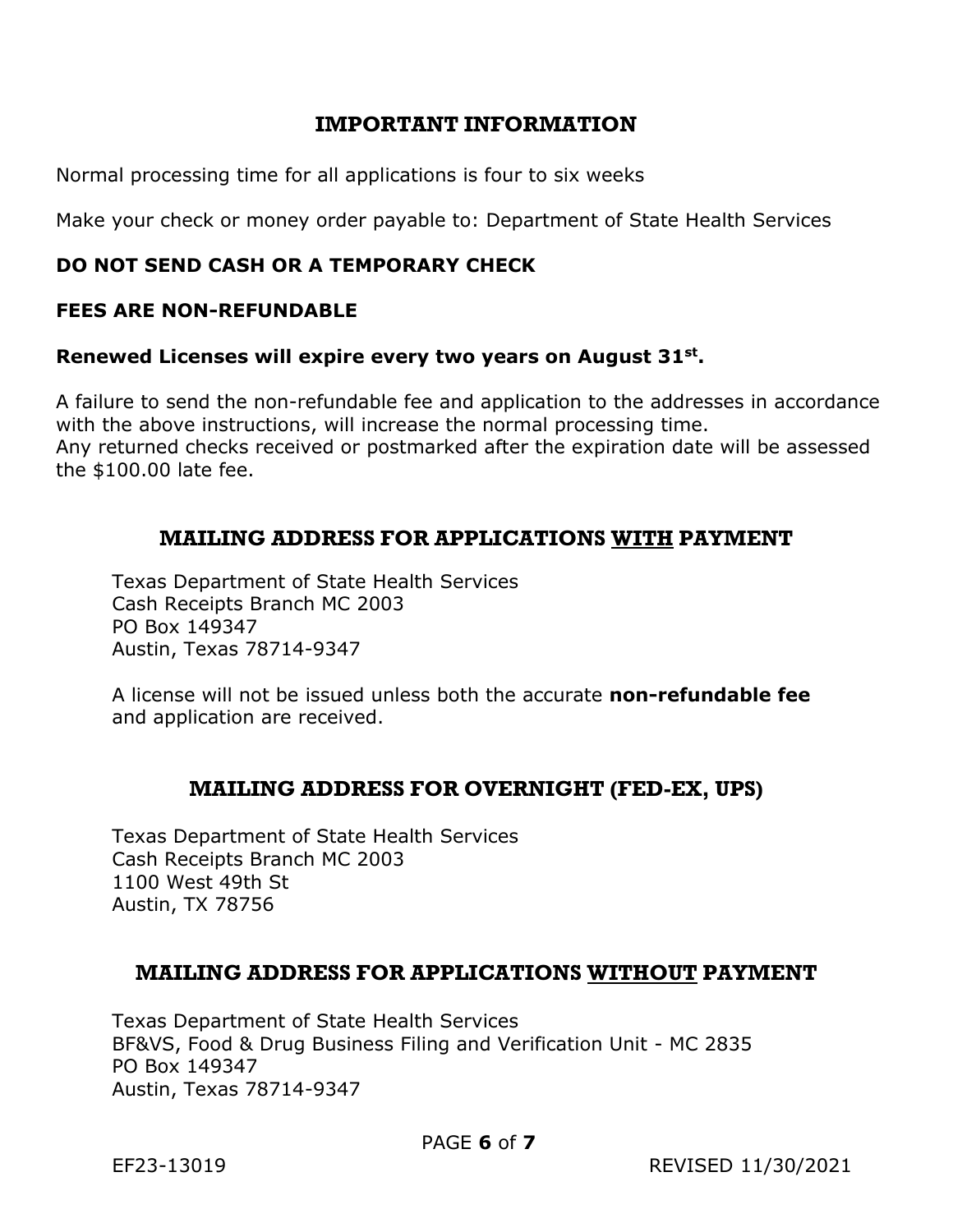## IMPORTANT INFORMATION

Normal processing time for all applications is four to six weeks

Make your check or money order payable to: Department of State Health Services

**DO NOT SEND CASH OR A TEMPORARY CHECK**

**FEES ARE NON-REFUNDABLE**

**Renewed Licenses will expire every two years on August 31st.**

A failure to send the non-refundable fee and application to the addresses in accordance with the above instructions, will increase the normal processing time.
Any returned checks received or postmarked after the expiration date will be assessed the $100.00 late fee.

## MAILING ADDRESS FOR APPLICATIONS WITH PAYMENT

Texas Department of State Health Services
Cash Receipts Branch MC 2003
PO Box 149347
Austin, Texas 78714-9347

A license will not be issued unless both the accurate **non-refundable fee** and application are received.

## MAILING ADDRESS FOR OVERNIGHT (FED-EX, UPS)

Texas Department of State Health Services
Cash Receipts Branch MC 2003
1100 West 49th St
Austin, TX 78756

## MAILING ADDRESS FOR APPLICATIONS WITHOUT PAYMENT

Texas Department of State Health Services
BF&VS, Food & Drug Business Filing and Verification Unit - MC 2835
PO Box 149347
Austin, Texas 78714-9347

EF23-13019 REVISED 11/30/2021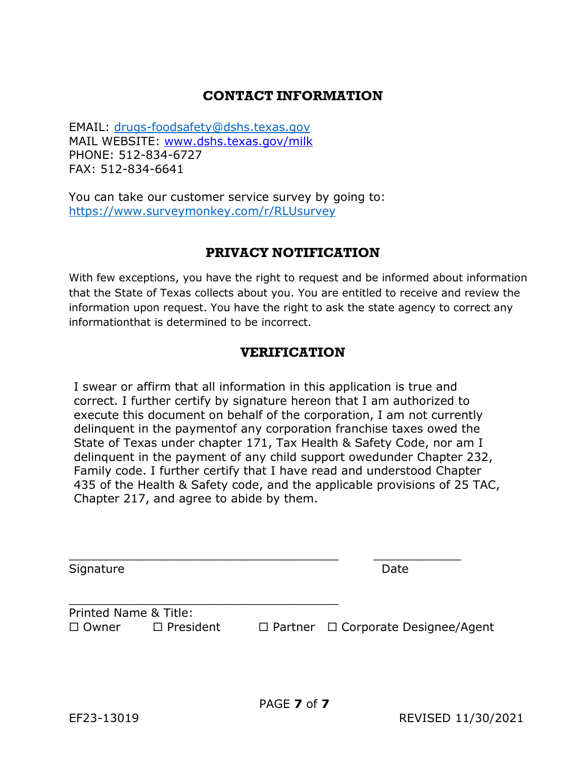## CONTACT INFORMATION

EMAIL: drugs-foodsafety@dshs.texas.gov
MAIL WEBSITE: www.dshs.texas.gov/milk
PHONE: 512-834-6727
FAX: 512-834-6641

You can take our customer service survey by going to:
https://www.surveymonkey.com/r/RLUsurvey

## PRIVACY NOTIFICATION

With few exceptions, you have the right to request and be informed about information that the State of Texas collects about you. You are entitled to receive and review the information upon request. You have the right to ask the state agency to correct any informationthat is determined to be incorrect.

## VERIFICATION

I swear or affirm that all information in this application is true and correct. I further certify by signature hereon that I am authorized to execute this document on behalf of the corporation, I am not currently delinquent in the paymentof any corporation franchise taxes owed the State of Texas under chapter 171, Tax Health & Safety Code, nor am I delinquent in the payment of any child support owedunder Chapter 232, Family code. I further certify that I have read and understood Chapter 435 of the Health & Safety code, and the applicable provisions of 25 TAC, Chapter 217, and agree to abide by them.

_______________________________________ _____________
Signature Date

_______________________________________
Printed Name & Title:
☐ Owner ☐ President ☐ Partner ☐ Corporate Designee/Agent

EF23-13019 REVISED 11/30/2021